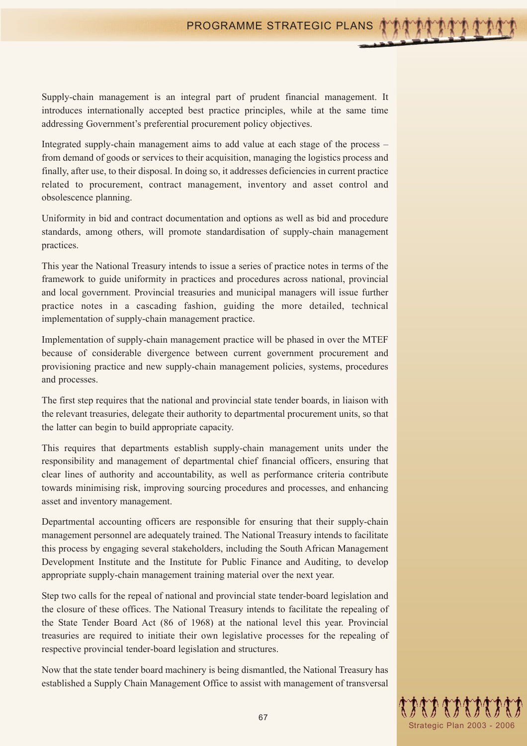Supply-chain management is an integral part of prudent financial management. It introduces internationally accepted best practice principles, while at the same time addressing Government's preferential procurement policy objectives.

Integrated supply-chain management aims to add value at each stage of the process – from demand of goods or services to their acquisition, managing the logistics process and finally, after use, to their disposal. In doing so, it addresses deficiencies in current practice related to procurement, contract management, inventory and asset control and obsolescence planning.

Uniformity in bid and contract documentation and options as well as bid and procedure standards, among others, will promote standardisation of supply-chain management practices.

This year the National Treasury intends to issue a series of practice notes in terms of the framework to guide uniformity in practices and procedures across national, provincial and local government. Provincial treasuries and municipal managers will issue further practice notes in a cascading fashion, guiding the more detailed, technical implementation of supply-chain management practice.

Implementation of supply-chain management practice will be phased in over the MTEF because of considerable divergence between current government procurement and provisioning practice and new supply-chain management policies, systems, procedures and processes.

The first step requires that the national and provincial state tender boards, in liaison with the relevant treasuries, delegate their authority to departmental procurement units, so that the latter can begin to build appropriate capacity.

This requires that departments establish supply-chain management units under the responsibility and management of departmental chief financial officers, ensuring that clear lines of authority and accountability, as well as performance criteria contribute towards minimising risk, improving sourcing procedures and processes, and enhancing asset and inventory management.

Departmental accounting officers are responsible for ensuring that their supply-chain management personnel are adequately trained. The National Treasury intends to facilitate this process by engaging several stakeholders, including the South African Management Development Institute and the Institute for Public Finance and Auditing, to develop appropriate supply-chain management training material over the next year.

Step two calls for the repeal of national and provincial state tender-board legislation and the closure of these offices. The National Treasury intends to facilitate the repealing of the State Tender Board Act (86 of 1968) at the national level this year. Provincial treasuries are required to initiate their own legislative processes for the repealing of respective provincial tender-board legislation and structures.

Now that the state tender board machinery is being dismantled, the National Treasury has established a Supply Chain Management Office to assist with management of transversal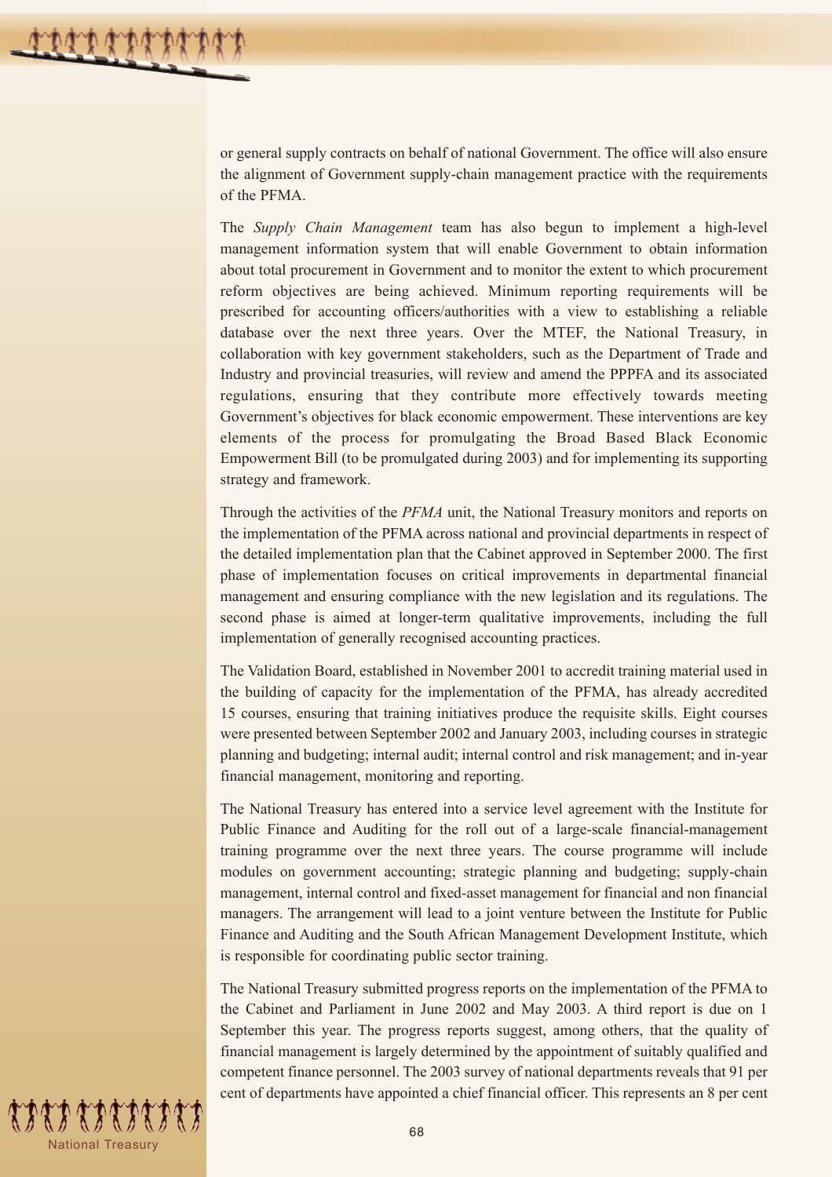or general supply contracts on behalf of national Government. The office will also ensure the alignment of Government supply-chain management practice with the requirements of the PFMA.

The *Supply Chain Management* team has also begun to implement a high-level management information system that will enable Government to obtain information about total procurement in Government and to monitor the extent to which procurement reform objectives are being achieved. Minimum reporting requirements will be prescribed for accounting officers/authorities with a view to establishing a reliable database over the next three years. Over the MTEF, the National Treasury, in collaboration with key government stakeholders, such as the Department of Trade and Industry and provincial treasuries, will review and amend the PPPFA and its associated regulations, ensuring that they contribute more effectively towards meeting Government's objectives for black economic empowerment. These interventions are key elements of the process for promulgating the Broad Based Black Economic Empowerment Bill (to be promulgated during 2003) and for implementing its supporting strategy and framework.

Through the activities of the *PFMA* unit, the National Treasury monitors and reports on the implementation of the PFMA across national and provincial departments in respect of the detailed implementation plan that the Cabinet approved in September 2000. The first phase of implementation focuses on critical improvements in departmental financial management and ensuring compliance with the new legislation and its regulations. The second phase is aimed at longer-term qualitative improvements, including the full implementation of generally recognised accounting practices.

The Validation Board, established in November 2001 to accredit training material used in the building of capacity for the implementation of the PFMA, has already accredited 15 courses, ensuring that training initiatives produce the requisite skills. Eight courses were presented between September 2002 and January 2003, including courses in strategic planning and budgeting; internal audit; internal control and risk management; and in-year financial management, monitoring and reporting.

The National Treasury has entered into a service level agreement with the Institute for Public Finance and Auditing for the roll out of a large-scale financial-management training programme over the next three years. The course programme will include modules on government accounting; strategic planning and budgeting; supply-chain management, internal control and fixed-asset management for financial and non financial managers. The arrangement will lead to a joint venture between the Institute for Public Finance and Auditing and the South African Management Development Institute, which is responsible for coordinating public sector training.

The National Treasury submitted progress reports on the implementation of the PFMA to the Cabinet and Parliament in June 2002 and May 2003. A third report is due on 1 September this year. The progress reports suggest, among others, that the quality of financial management is largely determined by the appointment of suitably qualified and competent finance personnel. The 2003 survey of national departments reveals that 91 per cent of departments have appointed a chief financial officer. This represents an 8 per cent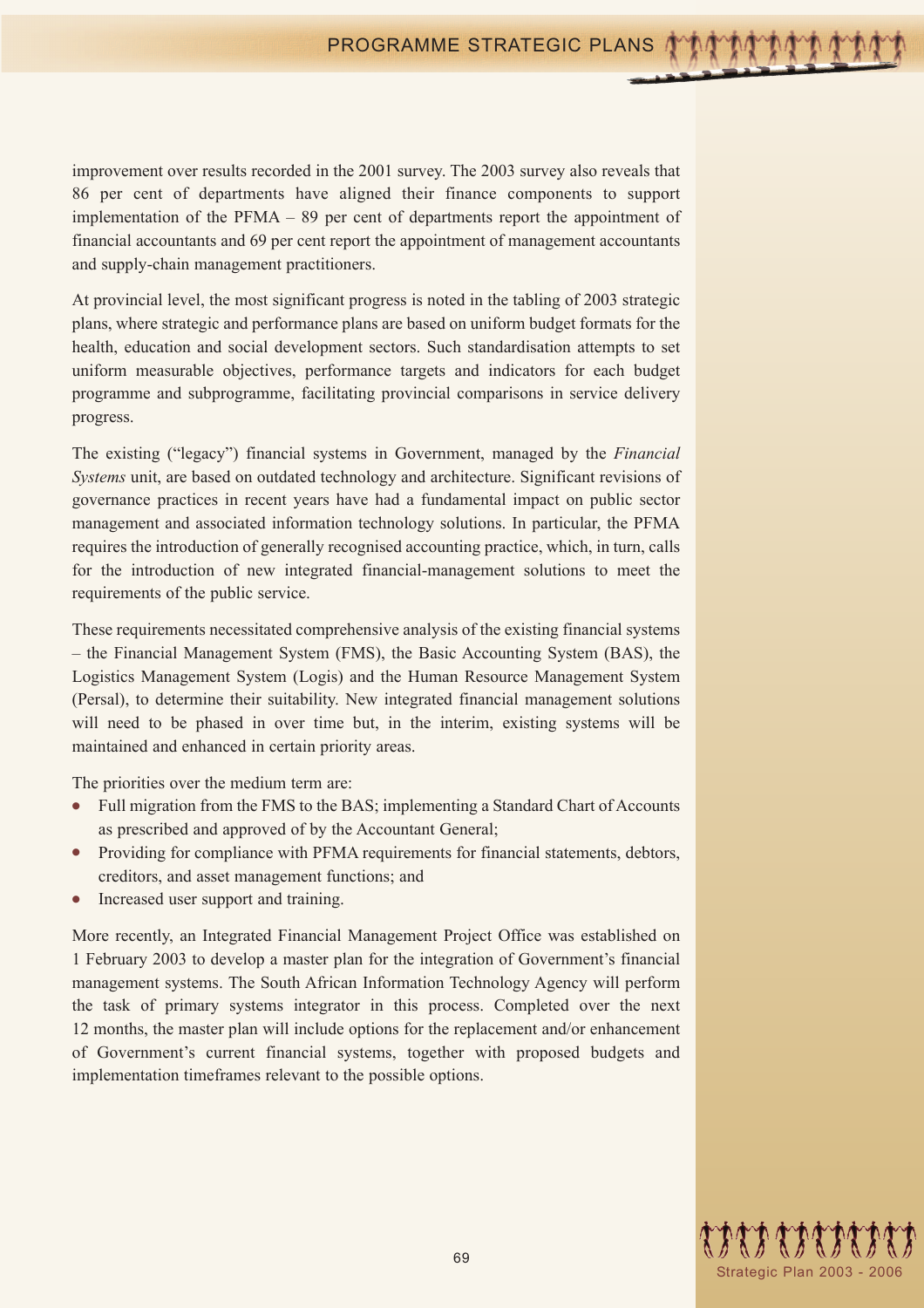improvement over results recorded in the 2001 survey. The 2003 survey also reveals that 86 per cent of departments have aligned their finance components to support implementation of the PFMA – 89 per cent of departments report the appointment of financial accountants and 69 per cent report the appointment of management accountants and supply-chain management practitioners.

At provincial level, the most significant progress is noted in the tabling of 2003 strategic plans, where strategic and performance plans are based on uniform budget formats for the health, education and social development sectors. Such standardisation attempts to set uniform measurable objectives, performance targets and indicators for each budget programme and subprogramme, facilitating provincial comparisons in service delivery progress.

The existing ("legacy") financial systems in Government, managed by the *Financial Systems* unit, are based on outdated technology and architecture. Significant revisions of governance practices in recent years have had a fundamental impact on public sector management and associated information technology solutions. In particular, the PFMA requires the introduction of generally recognised accounting practice, which, in turn, calls for the introduction of new integrated financial-management solutions to meet the requirements of the public service.

These requirements necessitated comprehensive analysis of the existing financial systems – the Financial Management System (FMS), the Basic Accounting System (BAS), the Logistics Management System (Logis) and the Human Resource Management System (Persal), to determine their suitability. New integrated financial management solutions will need to be phased in over time but, in the interim, existing systems will be maintained and enhanced in certain priority areas.

The priorities over the medium term are:

- Full migration from the FMS to the BAS; implementing a Standard Chart of Accounts as prescribed and approved of by the Accountant General;
- Providing for compliance with PFMA requirements for financial statements, debtors, creditors, and asset management functions; and
- Increased user support and training.

More recently, an Integrated Financial Management Project Office was established on 1 February 2003 to develop a master plan for the integration of Government's financial management systems. The South African Information Technology Agency will perform the task of primary systems integrator in this process. Completed over the next 12 months, the master plan will include options for the replacement and/or enhancement of Government's current financial systems, together with proposed budgets and implementation timeframes relevant to the possible options.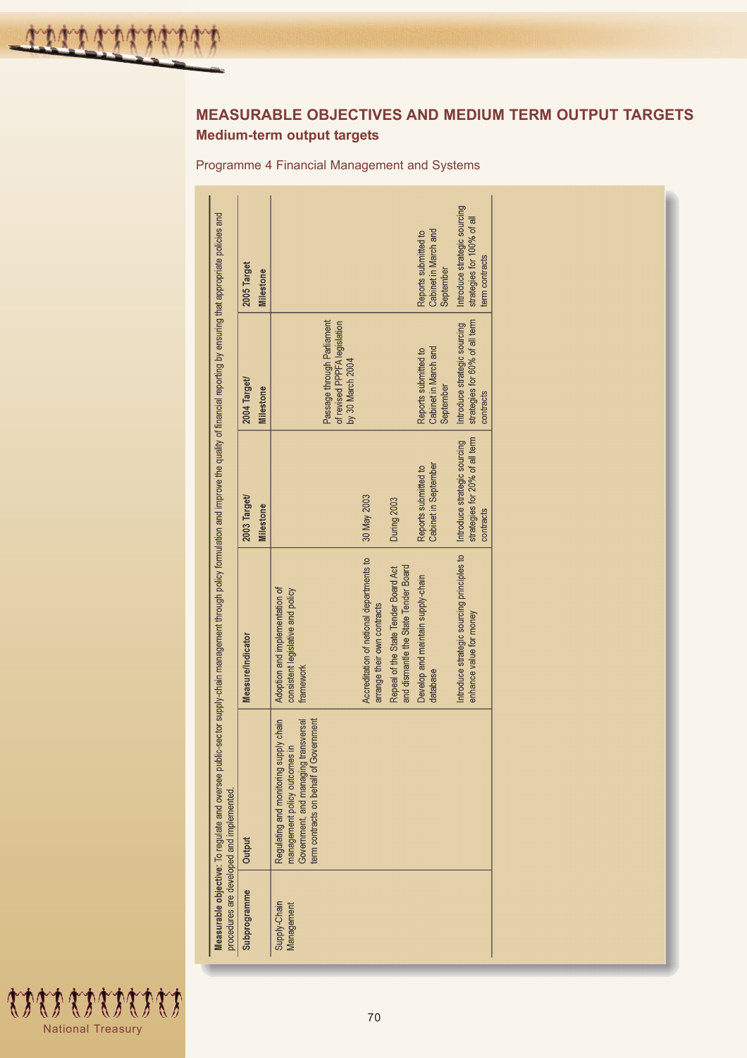## MEASURABLE OBJECTIVES AND MEDIUM TERM OUTPUT TARGETS

### Medium-term output targets

Programme 4 Financial Management and Systems

**Measurable objective:** To regulate and oversee public-sector supply-chain management through policy formulation and improve the quality of financial reporting by ensuring that appropriate policies and procedures are developed and implemented.

| Subprogramme | Output | Measure/Indicator | 2003 Target/ Milestone | 2004 Target/ Milestone | 2005 Target Milestone |
|---|---|---|---|---|---|
| Supply-Chain Management | Regulating and monitoring supply chain management policy outcomes in Government, and managing transversal term contracts on behalf of Government | Adoption and implementation of consistent legislative and policy framework | | Passage through Parliament of revised PPPFA legislation by 30 March 2004 | |
| | | Accreditation of national departments to arrange their own contracts | 30 May 2003 | | |
| | | Repeal of the State Tender Board Act and dismantle the State Tender Board | During 2003 | | |
| | | Develop and maintain supply-chain database | Reports submitted to Cabinet in September | Reports submitted to Cabinet in March and September | Reports submitted to Cabinet in March and September |
| | | Introduce strategic sourcing principles to enhance value for money | Introduce strategic sourcing strategies for 20% of all term contracts | Introduce strategic sourcing strategies for 60% of all term contracts | Introduce strategic sourcing strategies for 100% of all term contracts |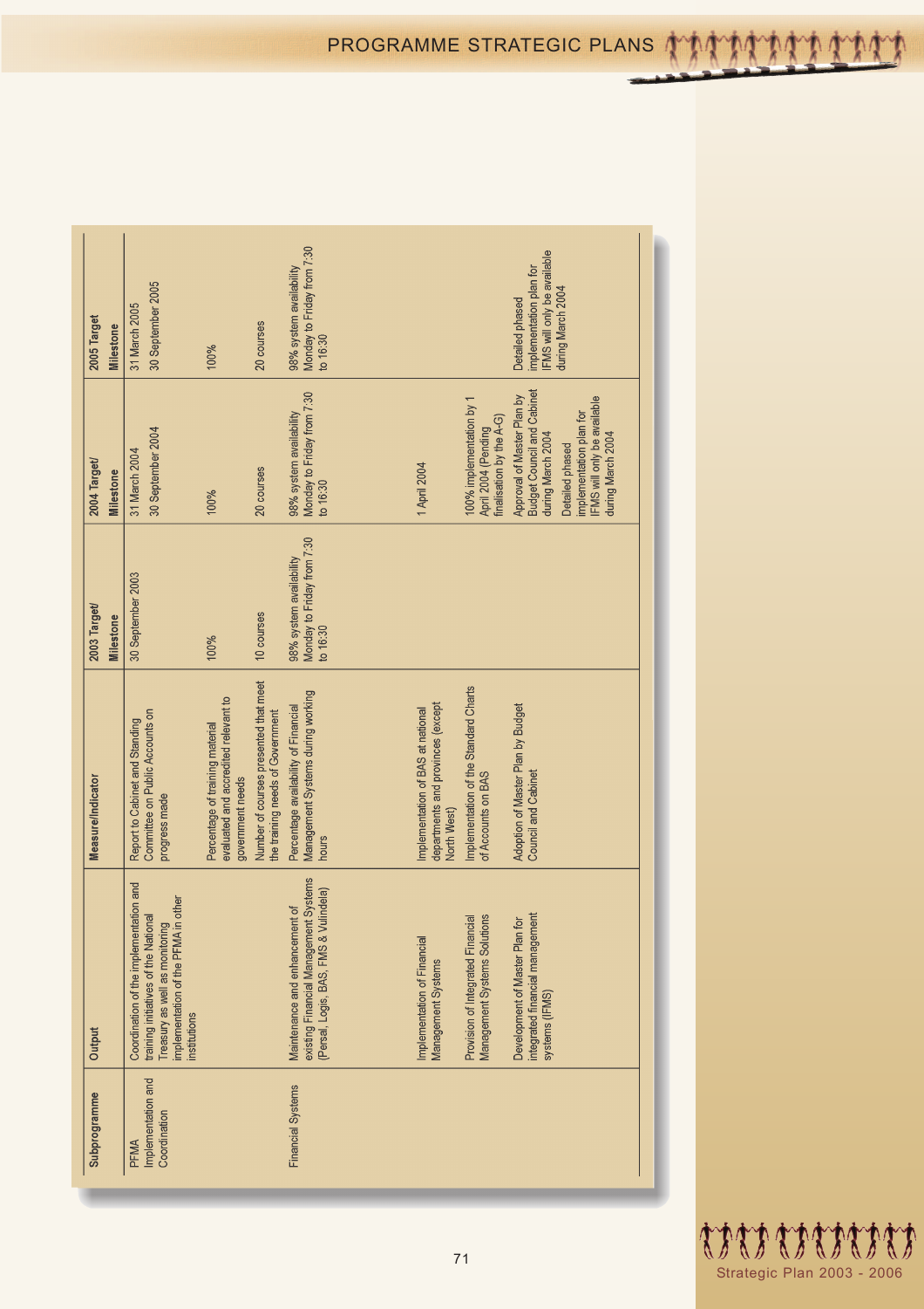| Subprogramme | Output | Measure/Indicator | 2003 Target/ Milestone | 2004 Target/ Milestone | 2005 Target Milestone |
|---|---|---|---|---|---|
| PFMA Implementation and Coordination | Coordination of the implementation and training initiatives of the National Treasury as well as monitoring implementation of the PFMA in other institutions | Report to Cabinet and Standing Committee on Public Accounts on progress made | 30 September 2003 | 31 March 2004<br>30 September 2004 | 31 March 2005<br>30 September 2005 |
| | | Percentage of training material evaluated and accredited relevant to government needs | 100% | 100% | 100% |
| | | Number of courses presented that meet the training needs of Government | 10 courses | 20 courses | 20 courses |
| Financial Systems | Maintenance and enhancement of existing Financial Management Systems (Persal, Logis, BAS, FMS & Vulindela) | Percentage availability of Financial Management Systems during working hours | 98% system availability Monday to Friday from 7:30 to 16:30 | 98% system availability Monday to Friday from 7:30 to 16:30 | 98% system availability Monday to Friday from 7:30 to 16:30 |
| | Implementation of Financial Management Systems | Implementation of BAS at national departments and provinces (except North West) | | 1 April 2004 | |
| | Provision of Integrated Financial Management Systems Solutions | Implementation of the Standard Charts of Accounts on BAS | | 100% implementation by 1 April 2004 (Pending finalisation by the A-G) | |
| | Development of Master Plan for integrated financial management systems (IFMS) | Adoption of Master Plan by Budget Council and Cabinet | | Approval of Master Plan by Budget Council and Cabinet during March 2004<br>Detailed phased implementation plan for IFMS will only be available during March 2004 | Detailed phased implementation plan for IFMS will only be available during March 2004 |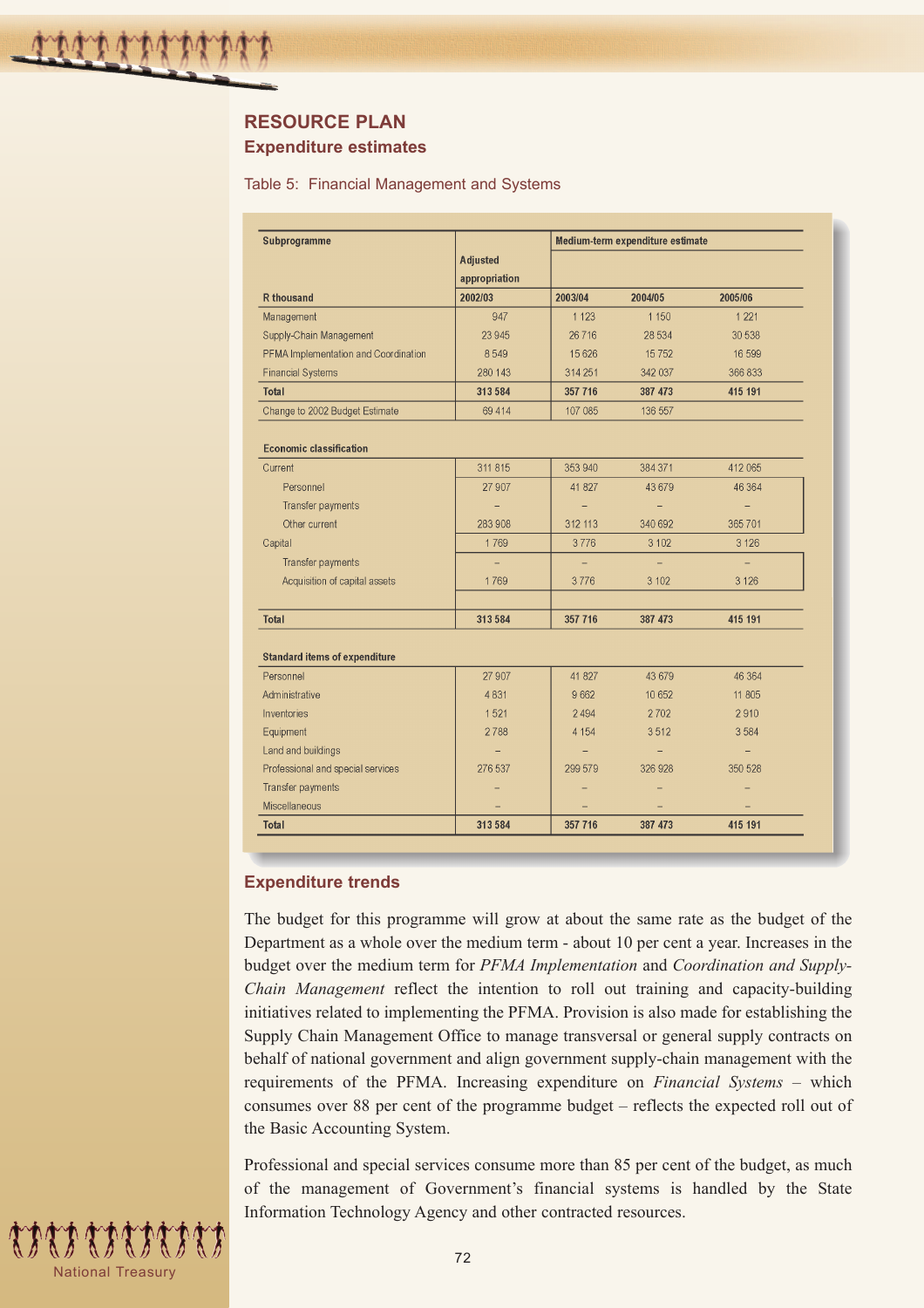## RESOURCE PLAN

### Expenditure estimates

Table 5: Financial Management and Systems

| Subprogramme | Adjusted appropriation | Medium-term expenditure estimate | | |
|---|---|---|---|---|
| R thousand | 2002/03 | 2003/04 | 2004/05 | 2005/06 |
| Management | 947 | 1 123 | 1 150 | 1 221 |
| Supply-Chain Management | 23 945 | 26 716 | 28 534 | 30 538 |
| PFMA Implementation and Coordination | 8 549 | 15 626 | 15 752 | 16 599 |
| Financial Systems | 280 143 | 314 251 | 342 037 | 366 833 |
| **Total** | **313 584** | **357 716** | **387 473** | **415 191** |
| Change to 2002 Budget Estimate | 69 414 | 107 085 | 136 557 | |
| | | | | |
| **Economic classification** | | | | |
| Current | 311 815 | 353 940 | 384 371 | 412 065 |
| Personnel | 27 907 | 41 827 | 43 679 | 46 364 |
| Transfer payments | – | – | – | – |
| Other current | 283 908 | 312 113 | 340 692 | 365 701 |
| Capital | 1 769 | 3 776 | 3 102 | 3 126 |
| Transfer payments | – | – | – | – |
| Acquisition of capital assets | 1 769 | 3 776 | 3 102 | 3 126 |
| **Total** | **313 584** | **357 716** | **387 473** | **415 191** |
| | | | | |
| **Standard items of expenditure** | | | | |
| Personnel | 27 907 | 41 827 | 43 679 | 46 364 |
| Administrative | 4 831 | 9 662 | 10 652 | 11 805 |
| Inventories | 1 521 | 2 494 | 2 702 | 2 910 |
| Equipment | 2 788 | 4 154 | 3 512 | 3 584 |
| Land and buildings | – | – | – | – |
| Professional and special services | 276 537 | 299 579 | 326 928 | 350 528 |
| Transfer payments | – | – | – | – |
| Miscellaneous | – | – | – | – |
| **Total** | **313 584** | **357 716** | **387 473** | **415 191** |

### Expenditure trends

The budget for this programme will grow at about the same rate as the budget of the Department as a whole over the medium term - about 10 per cent a year. Increases in the budget over the medium term for *PFMA Implementation* and *Coordination and Supply-Chain Management* reflect the intention to roll out training and capacity-building initiatives related to implementing the PFMA. Provision is also made for establishing the Supply Chain Management Office to manage transversal or general supply contracts on behalf of national government and align government supply-chain management with the requirements of the PFMA. Increasing expenditure on *Financial Systems* – which consumes over 88 per cent of the programme budget – reflects the expected roll out of the Basic Accounting System.

Professional and special services consume more than 85 per cent of the budget, as much of the management of Government's financial systems is handled by the State Information Technology Agency and other contracted resources.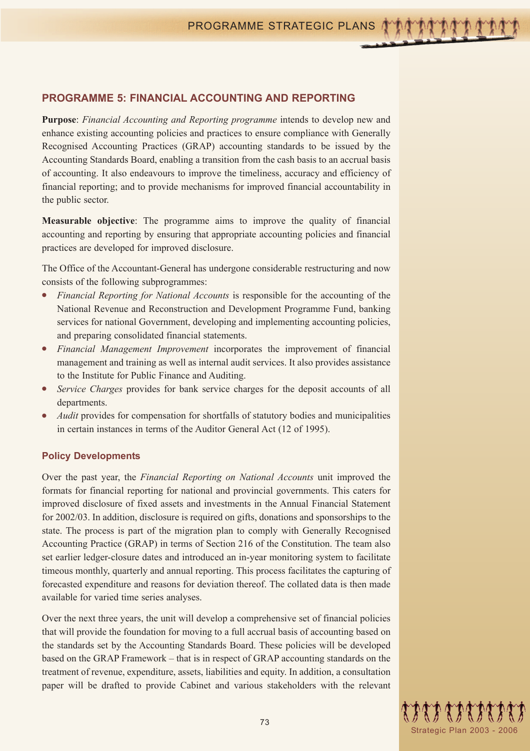## PROGRAMME 5: FINANCIAL ACCOUNTING AND REPORTING

**Purpose**: *Financial Accounting and Reporting programme* intends to develop new and enhance existing accounting policies and practices to ensure compliance with Generally Recognised Accounting Practices (GRAP) accounting standards to be issued by the Accounting Standards Board, enabling a transition from the cash basis to an accrual basis of accounting. It also endeavours to improve the timeliness, accuracy and efficiency of financial reporting; and to provide mechanisms for improved financial accountability in the public sector.

**Measurable objective**: The programme aims to improve the quality of financial accounting and reporting by ensuring that appropriate accounting policies and financial practices are developed for improved disclosure.

The Office of the Accountant-General has undergone considerable restructuring and now consists of the following subprogrammes:

- *Financial Reporting for National Accounts* is responsible for the accounting of the National Revenue and Reconstruction and Development Programme Fund, banking services for national Government, developing and implementing accounting policies, and preparing consolidated financial statements.
- *Financial Management Improvement* incorporates the improvement of financial management and training as well as internal audit services. It also provides assistance to the Institute for Public Finance and Auditing.
- *Service Charges* provides for bank service charges for the deposit accounts of all departments.
- *Audit* provides for compensation for shortfalls of statutory bodies and municipalities in certain instances in terms of the Auditor General Act (12 of 1995).

### Policy Developments

Over the past year, the *Financial Reporting on National Accounts* unit improved the formats for financial reporting for national and provincial governments. This caters for improved disclosure of fixed assets and investments in the Annual Financial Statement for 2002/03. In addition, disclosure is required on gifts, donations and sponsorships to the state. The process is part of the migration plan to comply with Generally Recognised Accounting Practice (GRAP) in terms of Section 216 of the Constitution. The team also set earlier ledger-closure dates and introduced an in-year monitoring system to facilitate timeous monthly, quarterly and annual reporting. This process facilitates the capturing of forecasted expenditure and reasons for deviation thereof. The collated data is then made available for varied time series analyses.

Over the next three years, the unit will develop a comprehensive set of financial policies that will provide the foundation for moving to a full accrual basis of accounting based on the standards set by the Accounting Standards Board. These policies will be developed based on the GRAP Framework – that is in respect of GRAP accounting standards on the treatment of revenue, expenditure, assets, liabilities and equity. In addition, a consultation paper will be drafted to provide Cabinet and various stakeholders with the relevant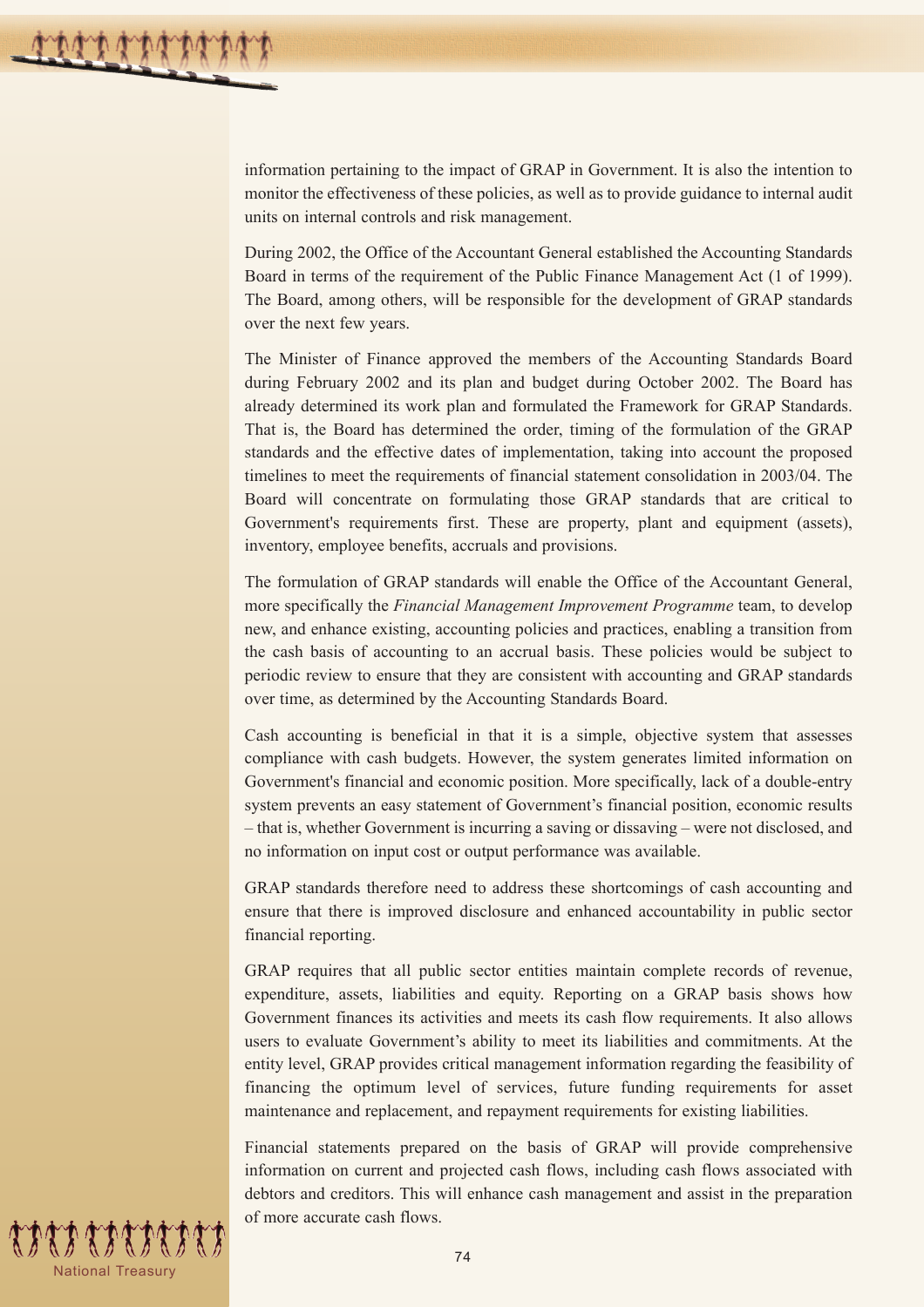information pertaining to the impact of GRAP in Government. It is also the intention to monitor the effectiveness of these policies, as well as to provide guidance to internal audit units on internal controls and risk management.

During 2002, the Office of the Accountant General established the Accounting Standards Board in terms of the requirement of the Public Finance Management Act (1 of 1999). The Board, among others, will be responsible for the development of GRAP standards over the next few years.

The Minister of Finance approved the members of the Accounting Standards Board during February 2002 and its plan and budget during October 2002. The Board has already determined its work plan and formulated the Framework for GRAP Standards. That is, the Board has determined the order, timing of the formulation of the GRAP standards and the effective dates of implementation, taking into account the proposed timelines to meet the requirements of financial statement consolidation in 2003/04. The Board will concentrate on formulating those GRAP standards that are critical to Government's requirements first. These are property, plant and equipment (assets), inventory, employee benefits, accruals and provisions.

The formulation of GRAP standards will enable the Office of the Accountant General, more specifically the *Financial Management Improvement Programme* team, to develop new, and enhance existing, accounting policies and practices, enabling a transition from the cash basis of accounting to an accrual basis. These policies would be subject to periodic review to ensure that they are consistent with accounting and GRAP standards over time, as determined by the Accounting Standards Board.

Cash accounting is beneficial in that it is a simple, objective system that assesses compliance with cash budgets. However, the system generates limited information on Government's financial and economic position. More specifically, lack of a double-entry system prevents an easy statement of Government's financial position, economic results – that is, whether Government is incurring a saving or dissaving – were not disclosed, and no information on input cost or output performance was available.

GRAP standards therefore need to address these shortcomings of cash accounting and ensure that there is improved disclosure and enhanced accountability in public sector financial reporting.

GRAP requires that all public sector entities maintain complete records of revenue, expenditure, assets, liabilities and equity. Reporting on a GRAP basis shows how Government finances its activities and meets its cash flow requirements. It also allows users to evaluate Government's ability to meet its liabilities and commitments. At the entity level, GRAP provides critical management information regarding the feasibility of financing the optimum level of services, future funding requirements for asset maintenance and replacement, and repayment requirements for existing liabilities.

Financial statements prepared on the basis of GRAP will provide comprehensive information on current and projected cash flows, including cash flows associated with debtors and creditors. This will enhance cash management and assist in the preparation of more accurate cash flows.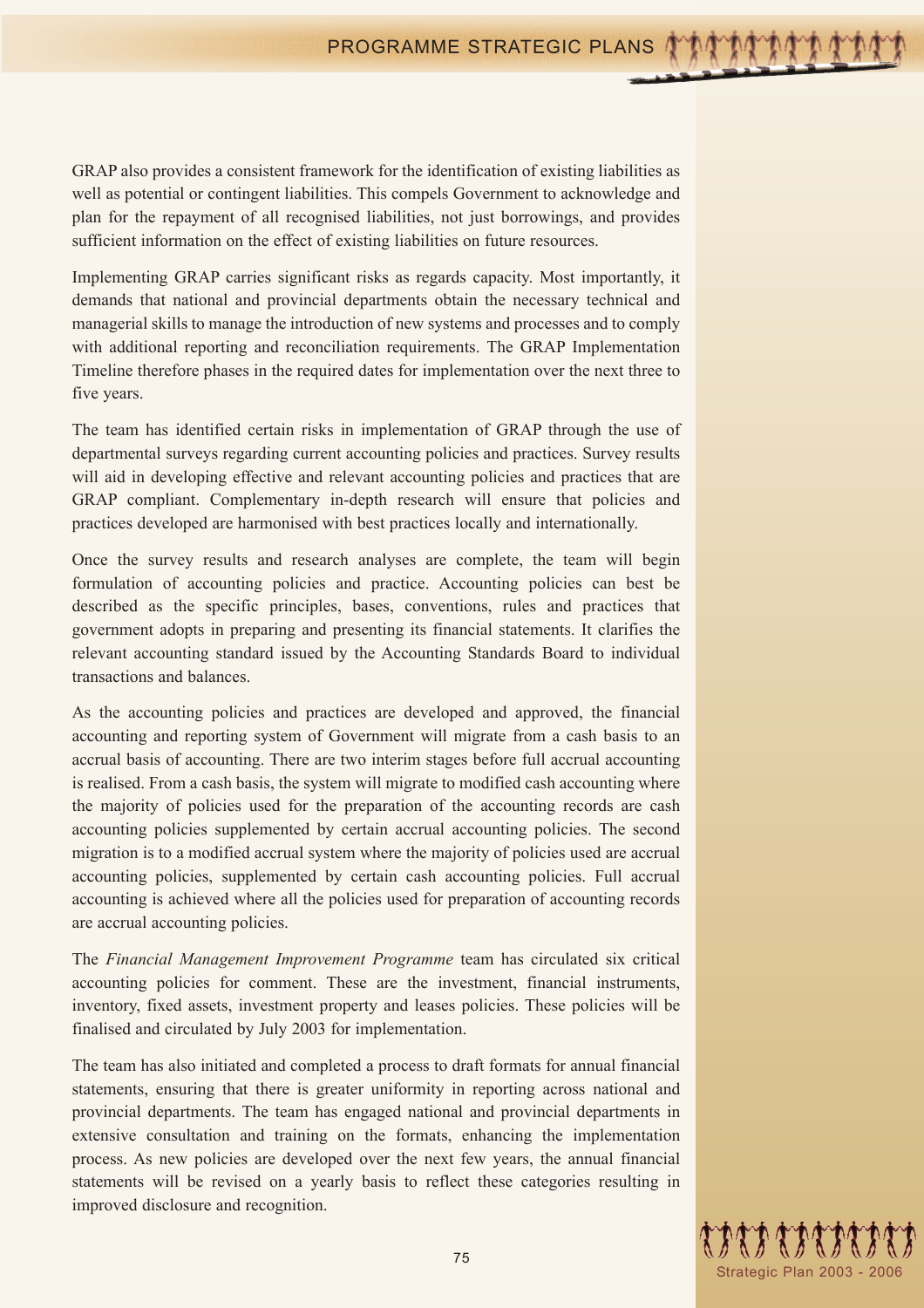GRAP also provides a consistent framework for the identification of existing liabilities as well as potential or contingent liabilities. This compels Government to acknowledge and plan for the repayment of all recognised liabilities, not just borrowings, and provides sufficient information on the effect of existing liabilities on future resources.

Implementing GRAP carries significant risks as regards capacity. Most importantly, it demands that national and provincial departments obtain the necessary technical and managerial skills to manage the introduction of new systems and processes and to comply with additional reporting and reconciliation requirements. The GRAP Implementation Timeline therefore phases in the required dates for implementation over the next three to five years.

The team has identified certain risks in implementation of GRAP through the use of departmental surveys regarding current accounting policies and practices. Survey results will aid in developing effective and relevant accounting policies and practices that are GRAP compliant. Complementary in-depth research will ensure that policies and practices developed are harmonised with best practices locally and internationally.

Once the survey results and research analyses are complete, the team will begin formulation of accounting policies and practice. Accounting policies can best be described as the specific principles, bases, conventions, rules and practices that government adopts in preparing and presenting its financial statements. It clarifies the relevant accounting standard issued by the Accounting Standards Board to individual transactions and balances.

As the accounting policies and practices are developed and approved, the financial accounting and reporting system of Government will migrate from a cash basis to an accrual basis of accounting. There are two interim stages before full accrual accounting is realised. From a cash basis, the system will migrate to modified cash accounting where the majority of policies used for the preparation of the accounting records are cash accounting policies supplemented by certain accrual accounting policies. The second migration is to a modified accrual system where the majority of policies used are accrual accounting policies, supplemented by certain cash accounting policies. Full accrual accounting is achieved where all the policies used for preparation of accounting records are accrual accounting policies.

The *Financial Management Improvement Programme* team has circulated six critical accounting policies for comment. These are the investment, financial instruments, inventory, fixed assets, investment property and leases policies. These policies will be finalised and circulated by July 2003 for implementation.

The team has also initiated and completed a process to draft formats for annual financial statements, ensuring that there is greater uniformity in reporting across national and provincial departments. The team has engaged national and provincial departments in extensive consultation and training on the formats, enhancing the implementation process. As new policies are developed over the next few years, the annual financial statements will be revised on a yearly basis to reflect these categories resulting in improved disclosure and recognition.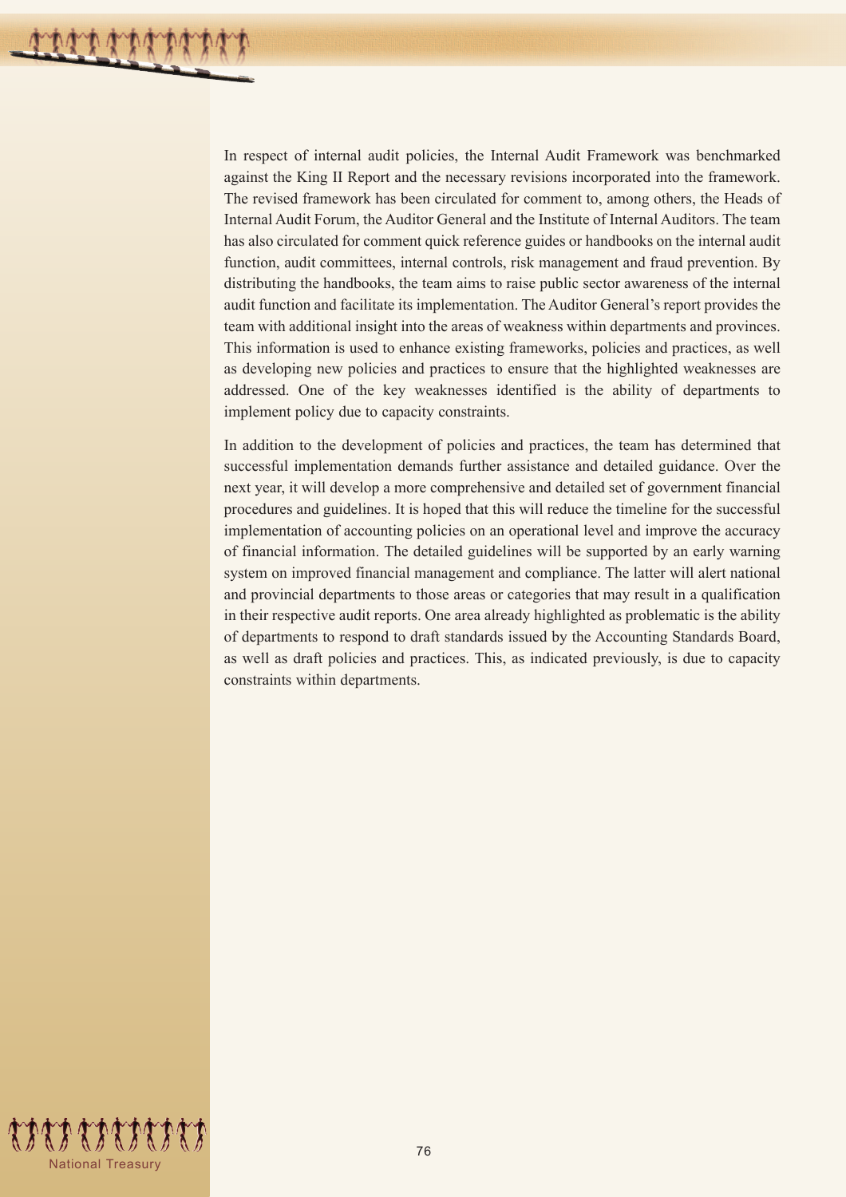In respect of internal audit policies, the Internal Audit Framework was benchmarked against the King II Report and the necessary revisions incorporated into the framework. The revised framework has been circulated for comment to, among others, the Heads of Internal Audit Forum, the Auditor General and the Institute of Internal Auditors. The team has also circulated for comment quick reference guides or handbooks on the internal audit function, audit committees, internal controls, risk management and fraud prevention. By distributing the handbooks, the team aims to raise public sector awareness of the internal audit function and facilitate its implementation. The Auditor General's report provides the team with additional insight into the areas of weakness within departments and provinces. This information is used to enhance existing frameworks, policies and practices, as well as developing new policies and practices to ensure that the highlighted weaknesses are addressed. One of the key weaknesses identified is the ability of departments to implement policy due to capacity constraints.

In addition to the development of policies and practices, the team has determined that successful implementation demands further assistance and detailed guidance. Over the next year, it will develop a more comprehensive and detailed set of government financial procedures and guidelines. It is hoped that this will reduce the timeline for the successful implementation of accounting policies on an operational level and improve the accuracy of financial information. The detailed guidelines will be supported by an early warning system on improved financial management and compliance. The latter will alert national and provincial departments to those areas or categories that may result in a qualification in their respective audit reports. One area already highlighted as problematic is the ability of departments to respond to draft standards issued by the Accounting Standards Board, as well as draft policies and practices. This, as indicated previously, is due to capacity constraints within departments.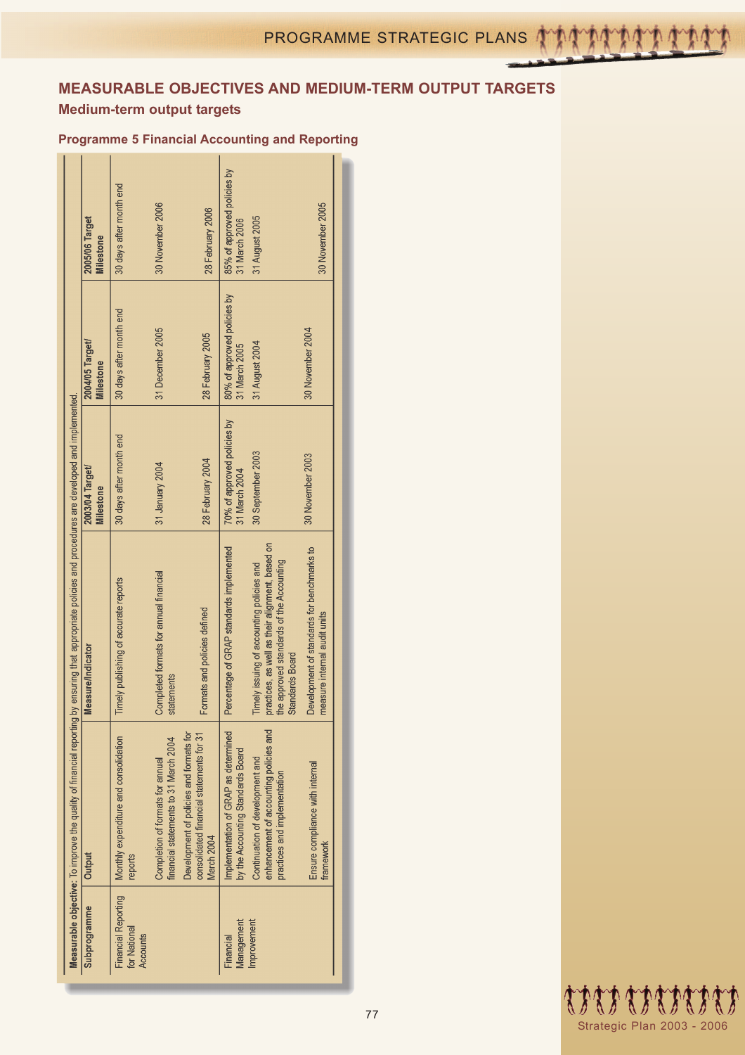## MEASURABLE OBJECTIVES AND MEDIUM-TERM OUTPUT TARGETS

### Medium-term output targets

### Programme 5 Financial Accounting and Reporting

**Measurable objective:** To improve the quality of financial reporting by ensuring that appropriate policies and procedures are developed and implemented.

| Subprogramme | Output | Measure/Indicator | 2003/04 Target/ Milestone | 2004/05 Target/ Milestone | 2005/06 Target Milestone |
|---|---|---|---|---|---|
| Financial Reporting for National Accounts | Monthly expenditure and consolidation reports | Timely publishing of accurate reports | 30 days after month end | 30 days after month end | 30 days after month end |
| | Completion of formats for annual financial statements to 31 March 2004 | Completed formats for annual financial statements | 31 January 2004 | 31 December 2005 | 30 November 2006 |
| | Development of policies and formats for consolidated financial statements for 31 March 2004 | Formats and policies defined | 28 February 2004 | 28 February 2005 | 28 February 2006 |
| Financial Management Improvement | Implementation of GRAP as determined by the Accounting Standards Board | Percentage of GRAP standards implemented | 70% of approved policies by 31 March 2004 | 80% of approved policies by 31 March 2005 | 85% of approved policies by 31 March 2006 |
| | Continuation of development and enhancement of accounting policies and practices and implementation | Timely issuing of accounting policies and practices, as well as their alignment, based on the approved standards of the Accounting Standards Board | 30 September 2003 | 31 August 2004 | 31 August 2005 |
| | Ensure compliance with internal framework | Development of standards for benchmarks to measure internal audit units | 30 November 2003 | 30 November 2004 | 30 November 2005 |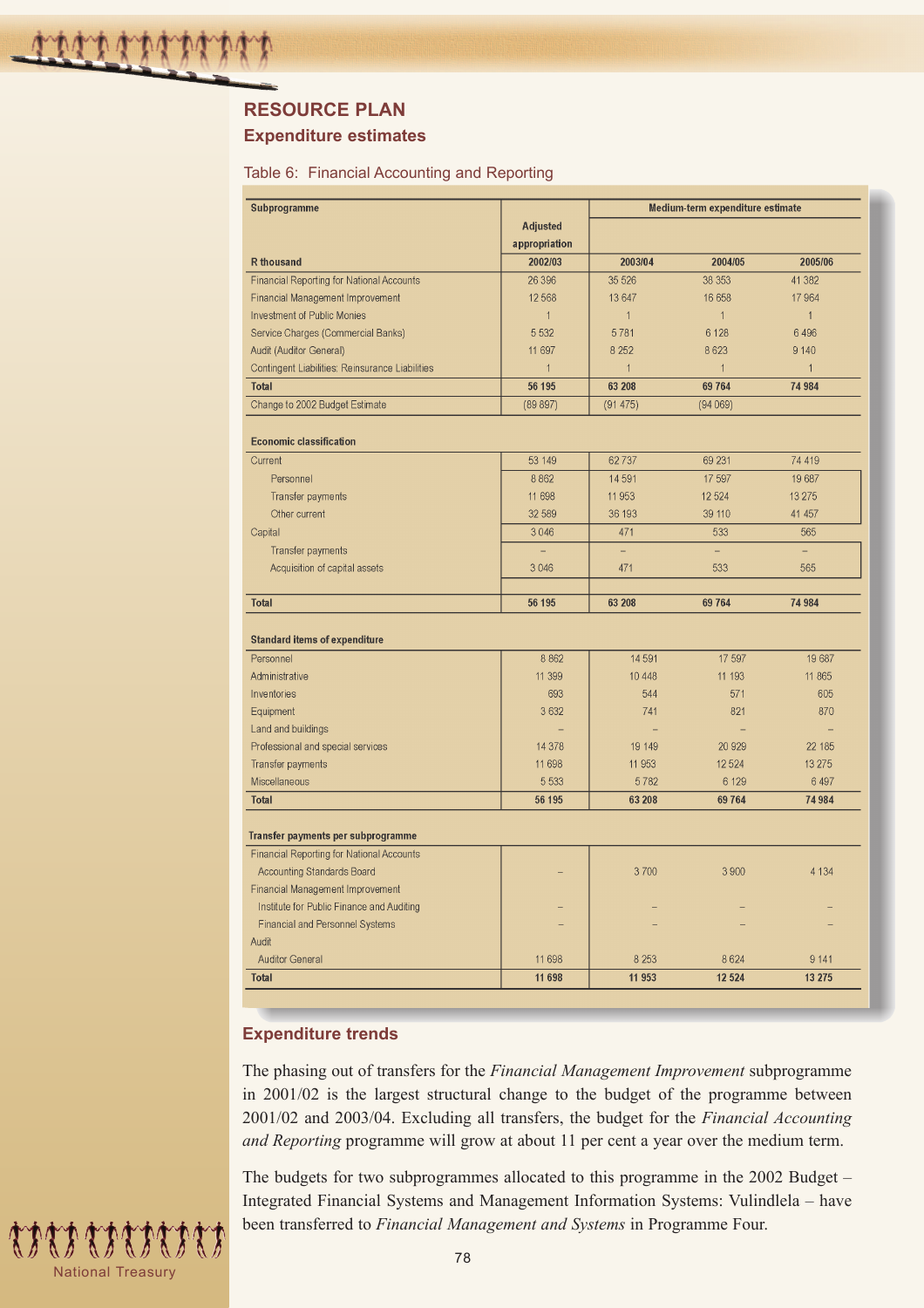## RESOURCE PLAN

### Expenditure estimates

Table 6: Financial Accounting and Reporting

| Subprogramme | Adjusted appropriation | Medium-term expenditure estimate | |
|---|---|---|---|
| R thousand | 2002/03 | 2003/04 | 2004/05 | 2005/06 |
| Financial Reporting for National Accounts | 26 396 | 35 526 | 38 353 | 41 382 |
| Financial Management Improvement | 12 568 | 13 647 | 16 658 | 17 964 |
| Investment of Public Monies | 1 | 1 | 1 | 1 |
| Service Charges (Commercial Banks) | 5 532 | 5 781 | 6 128 | 6 496 |
| Audit (Auditor General) | 11 697 | 8 252 | 8 623 | 9 140 |
| Contingent Liabilities: Reinsurance Liabilities | 1 | 1 | 1 | 1 |
| **Total** | **56 195** | **63 208** | **69 764** | **74 984** |
| Change to 2002 Budget Estimate | (89 897) | (91 475) | (94 069) | |
| | | | | |
| **Economic classification** | | | | |
| Current | 53 149 | 62 737 | 69 231 | 74 419 |
| Personnel | 8 862 | 14 591 | 17 597 | 19 687 |
| Transfer payments | 11 698 | 11 953 | 12 524 | 13 275 |
| Other current | 32 589 | 36 193 | 39 110 | 41 457 |
| Capital | 3 046 | 471 | 533 | 565 |
| Transfer payments | – | – | – | – |
| Acquisition of capital assets | 3 046 | 471 | 533 | 565 |
| **Total** | **56 195** | **63 208** | **69 764** | **74 984** |
| | | | | |
| **Standard items of expenditure** | | | | |
| Personnel | 8 862 | 14 591 | 17 597 | 19 687 |
| Administrative | 11 399 | 10 448 | 11 193 | 11 865 |
| Inventories | 693 | 544 | 571 | 605 |
| Equipment | 3 632 | 741 | 821 | 870 |
| Land and buildings | – | – | – | – |
| Professional and special services | 14 378 | 19 149 | 20 929 | 22 185 |
| Transfer payments | 11 698 | 11 953 | 12 524 | 13 275 |
| Miscellaneous | 5 533 | 5 782 | 6 129 | 6 497 |
| **Total** | **56 195** | **63 208** | **69 764** | **74 984** |
| | | | | |
| **Transfer payments per subprogramme** | | | | |
| Financial Reporting for National Accounts | | | | |
| Accounting Standards Board | – | 3 700 | 3 900 | 4 134 |
| Financial Management Improvement | | | | |
| Institute for Public Finance and Auditing | – | – | – | – |
| Financial and Personnel Systems | – | – | – | – |
| Audit | | | | |
| Auditor General | 11 698 | 8 253 | 8 624 | 9 141 |
| **Total** | **11 698** | **11 953** | **12 524** | **13 275** |

### Expenditure trends

The phasing out of transfers for the *Financial Management Improvement* subprogramme in 2001/02 is the largest structural change to the budget of the programme between 2001/02 and 2003/04. Excluding all transfers, the budget for the *Financial Accounting and Reporting* programme will grow at about 11 per cent a year over the medium term.

The budgets for two subprogrammes allocated to this programme in the 2002 Budget – Integrated Financial Systems and Management Information Systems: Vulindlela – have been transferred to *Financial Management and Systems* in Programme Four.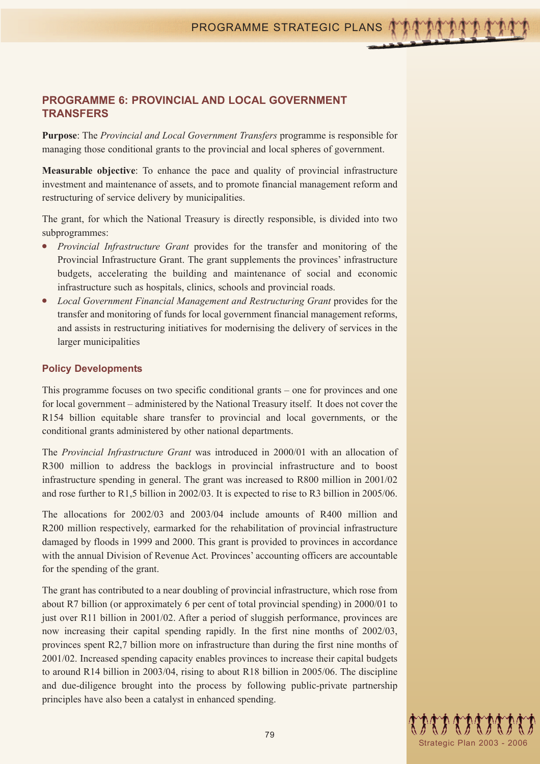## PROGRAMME 6: PROVINCIAL AND LOCAL GOVERNMENT TRANSFERS

**Purpose**: The *Provincial and Local Government Transfers* programme is responsible for managing those conditional grants to the provincial and local spheres of government.

**Measurable objective**: To enhance the pace and quality of provincial infrastructure investment and maintenance of assets, and to promote financial management reform and restructuring of service delivery by municipalities.

The grant, for which the National Treasury is directly responsible, is divided into two subprogrammes:

- *Provincial Infrastructure Grant* provides for the transfer and monitoring of the Provincial Infrastructure Grant. The grant supplements the provinces' infrastructure budgets, accelerating the building and maintenance of social and economic infrastructure such as hospitals, clinics, schools and provincial roads.
- *Local Government Financial Management and Restructuring Grant* provides for the transfer and monitoring of funds for local government financial management reforms, and assists in restructuring initiatives for modernising the delivery of services in the larger municipalities

### Policy Developments

This programme focuses on two specific conditional grants – one for provinces and one for local government – administered by the National Treasury itself. It does not cover the R154 billion equitable share transfer to provincial and local governments, or the conditional grants administered by other national departments.

The *Provincial Infrastructure Grant* was introduced in 2000/01 with an allocation of R300 million to address the backlogs in provincial infrastructure and to boost infrastructure spending in general. The grant was increased to R800 million in 2001/02 and rose further to R1,5 billion in 2002/03. It is expected to rise to R3 billion in 2005/06.

The allocations for 2002/03 and 2003/04 include amounts of R400 million and R200 million respectively, earmarked for the rehabilitation of provincial infrastructure damaged by floods in 1999 and 2000. This grant is provided to provinces in accordance with the annual Division of Revenue Act. Provinces' accounting officers are accountable for the spending of the grant.

The grant has contributed to a near doubling of provincial infrastructure, which rose from about R7 billion (or approximately 6 per cent of total provincial spending) in 2000/01 to just over R11 billion in 2001/02. After a period of sluggish performance, provinces are now increasing their capital spending rapidly. In the first nine months of 2002/03, provinces spent R2,7 billion more on infrastructure than during the first nine months of 2001/02. Increased spending capacity enables provinces to increase their capital budgets to around R14 billion in 2003/04, rising to about R18 billion in 2005/06. The discipline and due-diligence brought into the process by following public-private partnership principles have also been a catalyst in enhanced spending.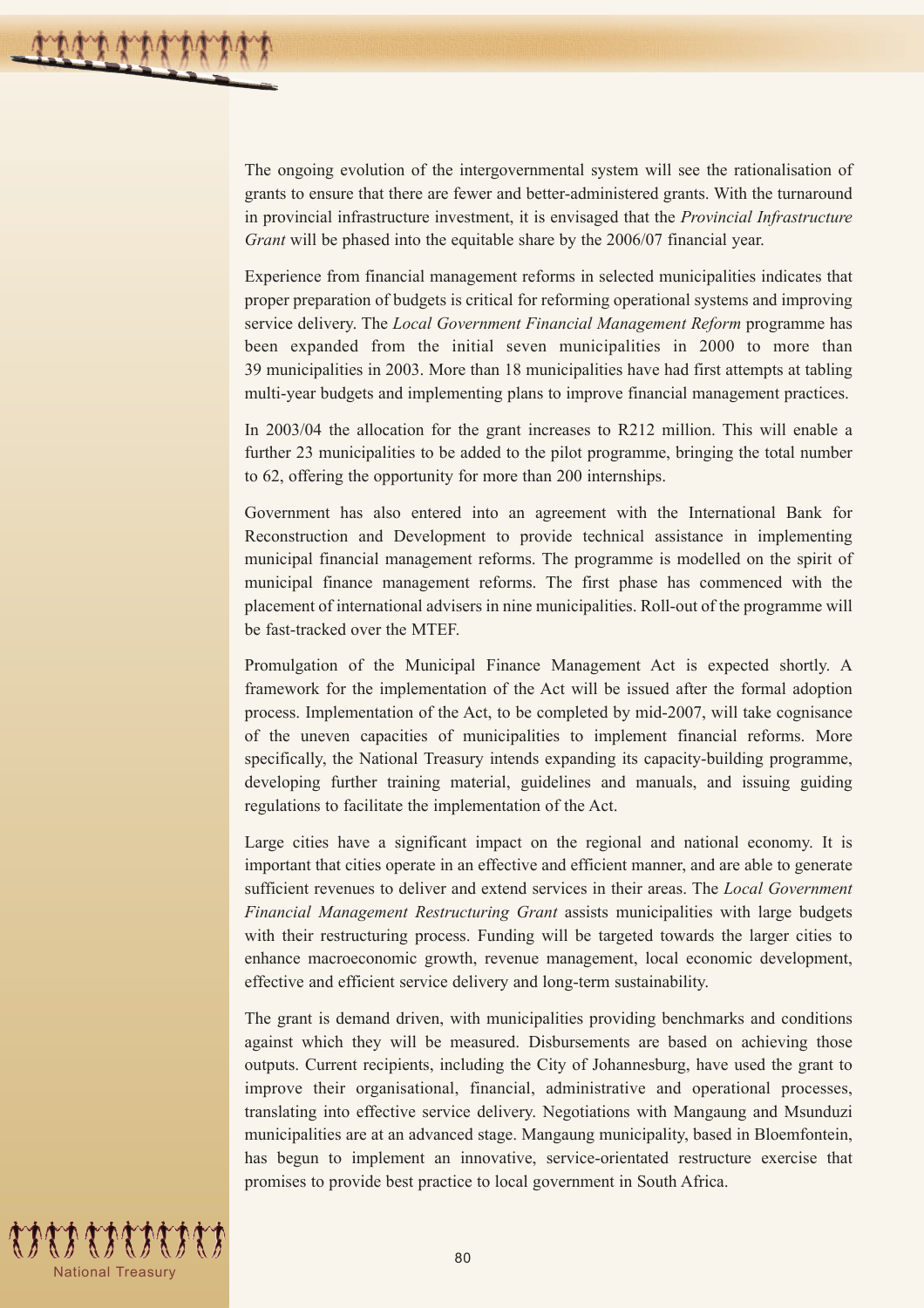The ongoing evolution of the intergovernmental system will see the rationalisation of grants to ensure that there are fewer and better-administered grants. With the turnaround in provincial infrastructure investment, it is envisaged that the *Provincial Infrastructure Grant* will be phased into the equitable share by the 2006/07 financial year.

Experience from financial management reforms in selected municipalities indicates that proper preparation of budgets is critical for reforming operational systems and improving service delivery. The *Local Government Financial Management Reform* programme has been expanded from the initial seven municipalities in 2000 to more than 39 municipalities in 2003. More than 18 municipalities have had first attempts at tabling multi-year budgets and implementing plans to improve financial management practices.

In 2003/04 the allocation for the grant increases to R212 million. This will enable a further 23 municipalities to be added to the pilot programme, bringing the total number to 62, offering the opportunity for more than 200 internships.

Government has also entered into an agreement with the International Bank for Reconstruction and Development to provide technical assistance in implementing municipal financial management reforms. The programme is modelled on the spirit of municipal finance management reforms. The first phase has commenced with the placement of international advisers in nine municipalities. Roll-out of the programme will be fast-tracked over the MTEF.

Promulgation of the Municipal Finance Management Act is expected shortly. A framework for the implementation of the Act will be issued after the formal adoption process. Implementation of the Act, to be completed by mid-2007, will take cognisance of the uneven capacities of municipalities to implement financial reforms. More specifically, the National Treasury intends expanding its capacity-building programme, developing further training material, guidelines and manuals, and issuing guiding regulations to facilitate the implementation of the Act.

Large cities have a significant impact on the regional and national economy. It is important that cities operate in an effective and efficient manner, and are able to generate sufficient revenues to deliver and extend services in their areas. The *Local Government Financial Management Restructuring Grant* assists municipalities with large budgets with their restructuring process. Funding will be targeted towards the larger cities to enhance macroeconomic growth, revenue management, local economic development, effective and efficient service delivery and long-term sustainability.

The grant is demand driven, with municipalities providing benchmarks and conditions against which they will be measured. Disbursements are based on achieving those outputs. Current recipients, including the City of Johannesburg, have used the grant to improve their organisational, financial, administrative and operational processes, translating into effective service delivery. Negotiations with Mangaung and Msunduzi municipalities are at an advanced stage. Mangaung municipality, based in Bloemfontein, has begun to implement an innovative, service-orientated restructure exercise that promises to provide best practice to local government in South Africa.